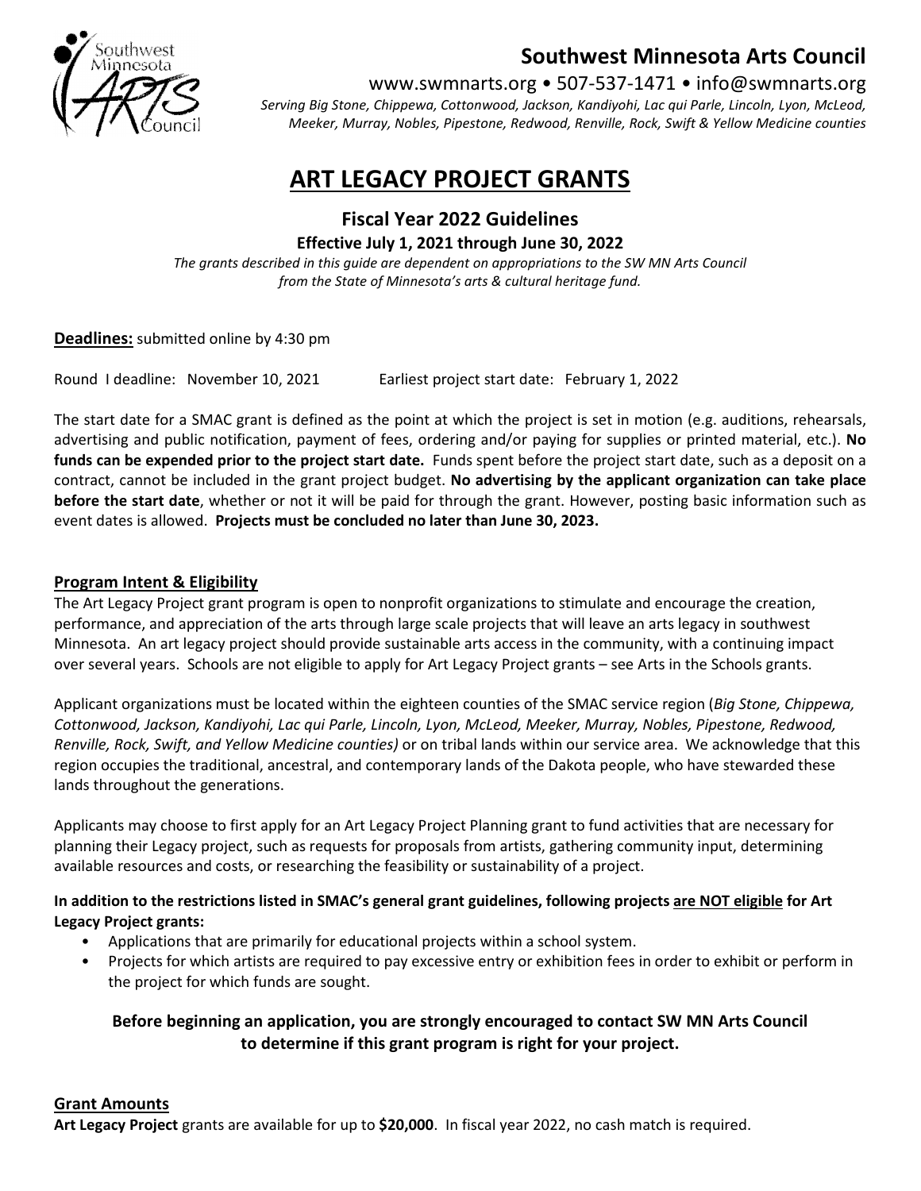# Southwest Minnesota Arts Council

www.swmnarts.org • 507-537-1471 • info@swmnarts.org

*Serving Big Stone, Chippewa, Cottonwood, Jackson, Kandiyohi, Lac qui Parle, Lincoln, Lyon, McLeod, Meeker, Murray, Nobles, Pipestone, Redwood, Renville, Rock, Swift & Yellow Medicine counties*

# ART LEGACY PROJECT GRANTS

## Fiscal Year 2022 Guidelines

**Effective July 1, 2021 through June 30, 2022**

*The grants described in this guide are dependent on appropriations to the SW MN Arts Council from the State of Minnesota's arts & cultural heritage fund.*

**Deadlines:** submitted online by 4:30 pm

Round I deadline: November 10, 2021 Earliest project start date: February 1, 2022

The start date for a SMAC grant is defined as the point at which the project is set in motion (e.g. auditions, rehearsals, advertising and public notification, payment of fees, ordering and/or paying for supplies or printed material, etc.). **No funds can be expended prior to the project start date.** Funds spent before the project start date, such as a deposit on a contract, cannot be included in the grant project budget. **No advertising by the applicant organization can take place before the start date**, whether or not it will be paid for through the grant. However, posting basic information such as event dates is allowed. **Projects must be concluded no later than June 30, 2023.**

## Program Intent & Eligibility

The Art Legacy Project grant program is open to nonprofit organizations to stimulate and encourage the creation, performance, and appreciation of the arts through large scale projects that will leave an arts legacy in southwest Minnesota. An art legacy project should provide sustainable arts access in the community, with a continuing impact over several years. Schools are not eligible to apply for Art Legacy Project grants – see Arts in the Schools grants.

Applicant organizations must be located within the eighteen counties of the SMAC service region (*Big Stone, Chippewa, Cottonwood, Jackson, Kandiyohi, Lac qui Parle, Lincoln, Lyon, McLeod, Meeker, Murray, Nobles, Pipestone, Redwood, Renville, Rock, Swift, and Yellow Medicine counties)* or on tribal lands within our service area. We acknowledge that this region occupies the traditional, ancestral, and contemporary lands of the Dakota people, who have stewarded these lands throughout the generations.

Applicants may choose to first apply for an Art Legacy Project Planning grant to fund activities that are necessary for planning their Legacy project, such as requests for proposals from artists, gathering community input, determining available resources and costs, or researching the feasibility or sustainability of a project.

**In addition to the restrictions listed in SMAC's general grant guidelines, following projects are NOT eligible for Art Legacy Project grants:**

- Applications that are primarily for educational projects within a school system.
- Projects for which artists are required to pay excessive entry or exhibition fees in order to exhibit or perform in the project for which funds are sought.

**Before beginning an application, you are strongly encouraged to contact SW MN Arts Council to determine if this grant program is right for your project.**

## Grant Amounts

**Art Legacy Project** grants are available for up to **$20,000**. In fiscal year 2022, no cash match is required.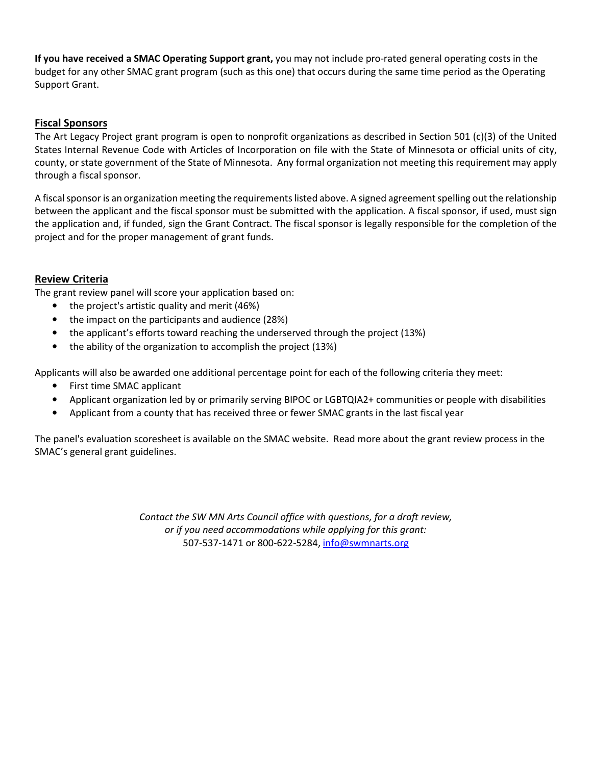**If you have received a SMAC Operating Support grant,** you may not include pro-rated general operating costs in the budget for any other SMAC grant program (such as this one) that occurs during the same time period as the Operating Support Grant.

## Fiscal Sponsors

The Art Legacy Project grant program is open to nonprofit organizations as described in Section 501 (c)(3) of the United States Internal Revenue Code with Articles of Incorporation on file with the State of Minnesota or official units of city, county, or state government of the State of Minnesota. Any formal organization not meeting this requirement may apply through a fiscal sponsor.

A fiscal sponsor is an organization meeting the requirements listed above. A signed agreement spelling out the relationship between the applicant and the fiscal sponsor must be submitted with the application. A fiscal sponsor, if used, must sign the application and, if funded, sign the Grant Contract. The fiscal sponsor is legally responsible for the completion of the project and for the proper management of grant funds.

## Review Criteria

The grant review panel will score your application based on:

- the project's artistic quality and merit (46%)
- the impact on the participants and audience (28%)
- the applicant's efforts toward reaching the underserved through the project (13%)
- the ability of the organization to accomplish the project (13%)

Applicants will also be awarded one additional percentage point for each of the following criteria they meet:

- First time SMAC applicant
- Applicant organization led by or primarily serving BIPOC or LGBTQIA2+ communities or people with disabilities
- Applicant from a county that has received three or fewer SMAC grants in the last fiscal year

The panel's evaluation scoresheet is available on the SMAC website. Read more about the grant review process in the SMAC's general grant guidelines.

*Contact the SW MN Arts Council office with questions, for a draft review, or if you need accommodations while applying for this grant:*
507-537-1471 or 800-622-5284, info@swmnarts.org